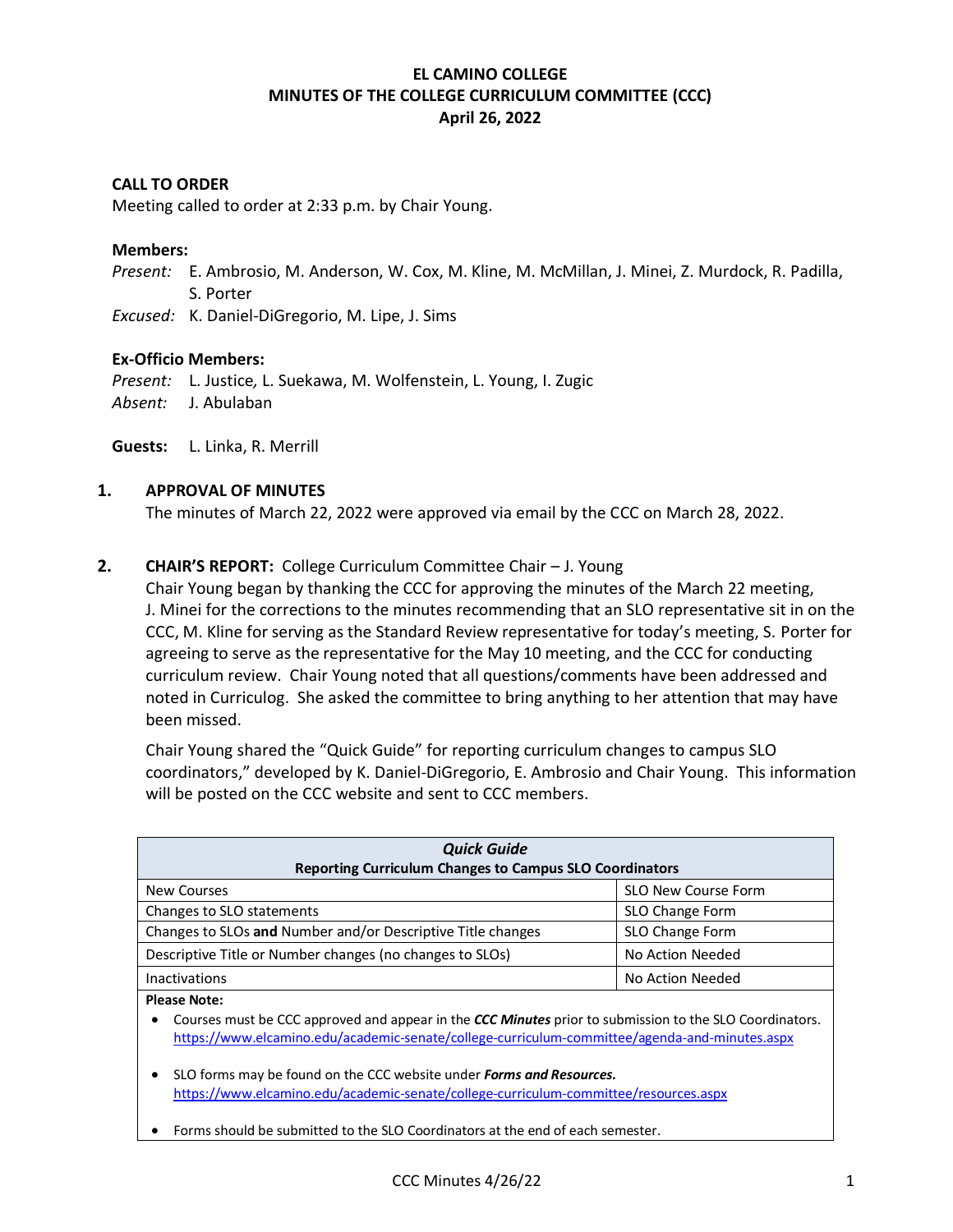# EL CAMINO COLLEGE
## MINUTES OF THE COLLEGE CURRICULUM COMMITTEE (CCC)
### April 26, 2022

**CALL TO ORDER**
Meeting called to order at 2:33 p.m. by Chair Young.

**Members:**
*Present:* E. Ambrosio, M. Anderson, W. Cox, M. Kline, M. McMillan, J. Minei, Z. Murdock, R. Padilla, S. Porter
*Excused:* K. Daniel-DiGregorio, M. Lipe, J. Sims

**Ex-Officio Members:**
*Present:* L. Justice*,* L. Suekawa, M. Wolfenstein, L. Young, I. Zugic
*Absent:* J. Abulaban

**Guests:** L. Linka, R. Merrill

**1. APPROVAL OF MINUTES**
The minutes of March 22, 2022 were approved via email by the CCC on March 28, 2022.

**2. CHAIR'S REPORT:** College Curriculum Committee Chair – J. Young
Chair Young began by thanking the CCC for approving the minutes of the March 22 meeting, J. Minei for the corrections to the minutes recommending that an SLO representative sit in on the CCC, M. Kline for serving as the Standard Review representative for today's meeting, S. Porter for agreeing to serve as the representative for the May 10 meeting, and the CCC for conducting curriculum review. Chair Young noted that all questions/comments have been addressed and noted in Curriculog. She asked the committee to bring anything to her attention that may have been missed.

Chair Young shared the "Quick Guide" for reporting curriculum changes to campus SLO coordinators," developed by K. Daniel-DiGregorio, E. Ambrosio and Chair Young. This information will be posted on the CCC website and sent to CCC members.

| ***Quick Guide*** **Reporting Curriculum Changes to Campus SLO Coordinators** | |
|---|---|
| New Courses | SLO New Course Form |
| Changes to SLO statements | SLO Change Form |
| Changes to SLOs **and** Number and/or Descriptive Title changes | SLO Change Form |
| Descriptive Title or Number changes (no changes to SLOs) | No Action Needed |
| Inactivations | No Action Needed |

**Please Note:**

- Courses must be CCC approved and appear in the ***CCC Minutes*** prior to submission to the SLO Coordinators. https://www.elcamino.edu/academic-senate/college-curriculum-committee/agenda-and-minutes.aspx
- SLO forms may be found on the CCC website under ***Forms and Resources.*** https://www.elcamino.edu/academic-senate/college-curriculum-committee/resources.aspx
- Forms should be submitted to the SLO Coordinators at the end of each semester.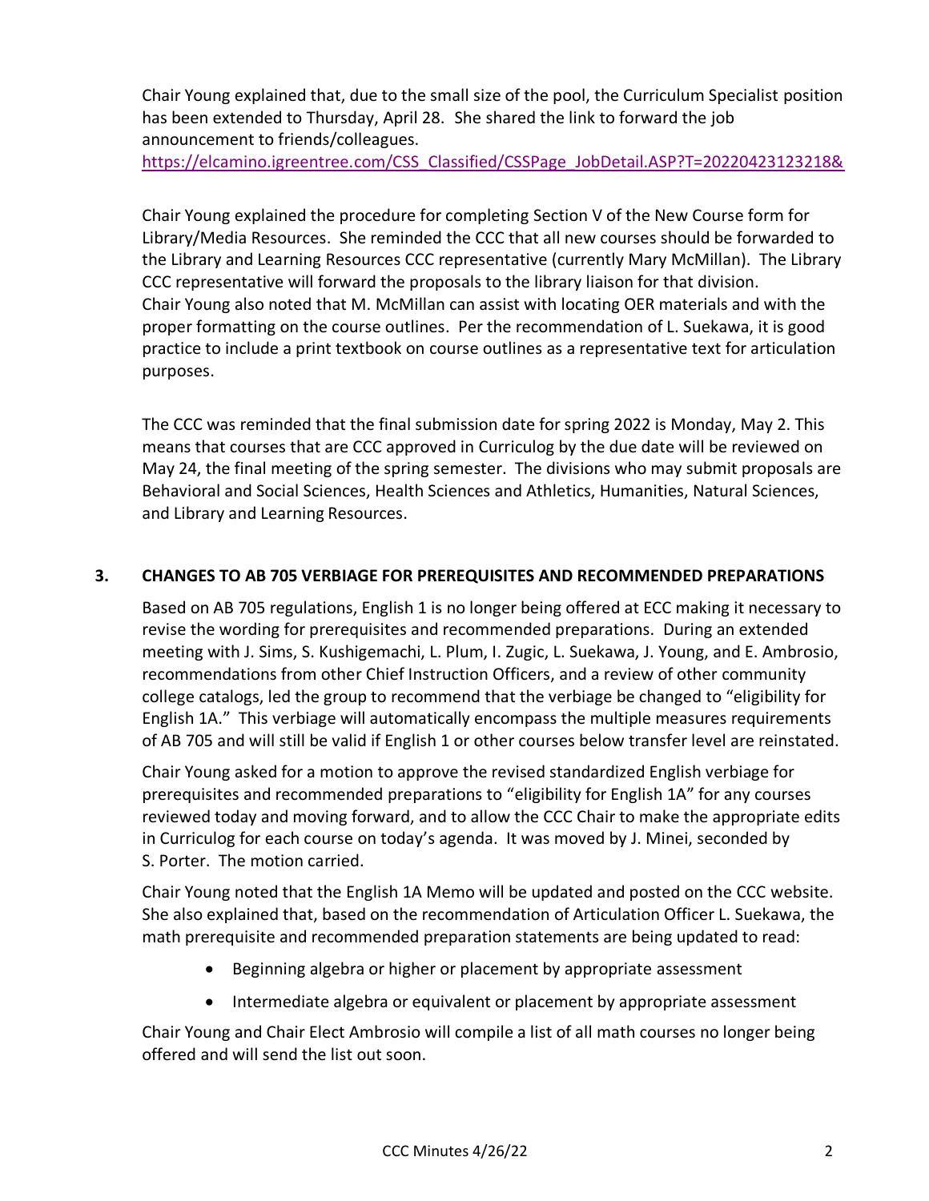Chair Young explained that, due to the small size of the pool, the Curriculum Specialist position has been extended to Thursday, April 28. She shared the link to forward the job announcement to friends/colleagues.
https://elcamino.igreentree.com/CSS_Classified/CSSPage_JobDetail.ASP?T=20220423123218&

Chair Young explained the procedure for completing Section V of the New Course form for Library/Media Resources. She reminded the CCC that all new courses should be forwarded to the Library and Learning Resources CCC representative (currently Mary McMillan). The Library CCC representative will forward the proposals to the library liaison for that division. Chair Young also noted that M. McMillan can assist with locating OER materials and with the proper formatting on the course outlines. Per the recommendation of L. Suekawa, it is good practice to include a print textbook on course outlines as a representative text for articulation purposes.

The CCC was reminded that the final submission date for spring 2022 is Monday, May 2. This means that courses that are CCC approved in Curriculog by the due date will be reviewed on May 24, the final meeting of the spring semester. The divisions who may submit proposals are Behavioral and Social Sciences, Health Sciences and Athletics, Humanities, Natural Sciences, and Library and Learning Resources.

### 3. CHANGES TO AB 705 VERBIAGE FOR PREREQUISITES AND RECOMMENDED PREPARATIONS

Based on AB 705 regulations, English 1 is no longer being offered at ECC making it necessary to revise the wording for prerequisites and recommended preparations. During an extended meeting with J. Sims, S. Kushigemachi, L. Plum, I. Zugic, L. Suekawa, J. Young, and E. Ambrosio, recommendations from other Chief Instruction Officers, and a review of other community college catalogs, led the group to recommend that the verbiage be changed to "eligibility for English 1A." This verbiage will automatically encompass the multiple measures requirements of AB 705 and will still be valid if English 1 or other courses below transfer level are reinstated.

Chair Young asked for a motion to approve the revised standardized English verbiage for prerequisites and recommended preparations to "eligibility for English 1A" for any courses reviewed today and moving forward, and to allow the CCC Chair to make the appropriate edits in Curriculog for each course on today's agenda. It was moved by J. Minei, seconded by S. Porter. The motion carried.

Chair Young noted that the English 1A Memo will be updated and posted on the CCC website. She also explained that, based on the recommendation of Articulation Officer L. Suekawa, the math prerequisite and recommended preparation statements are being updated to read:

- Beginning algebra or higher or placement by appropriate assessment
- Intermediate algebra or equivalent or placement by appropriate assessment

Chair Young and Chair Elect Ambrosio will compile a list of all math courses no longer being offered and will send the list out soon.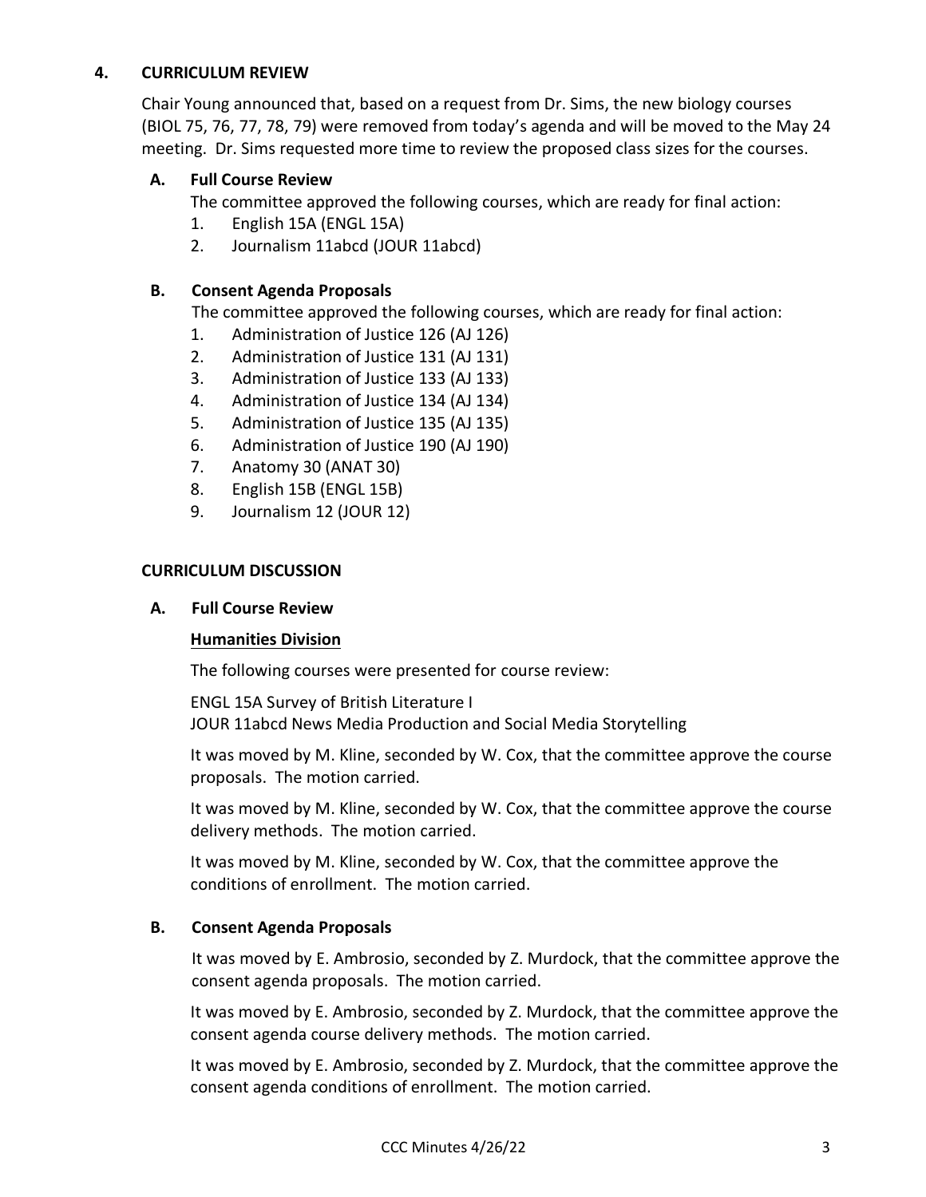## 4. CURRICULUM REVIEW

Chair Young announced that, based on a request from Dr. Sims, the new biology courses (BIOL 75, 76, 77, 78, 79) were removed from today's agenda and will be moved to the May 24 meeting. Dr. Sims requested more time to review the proposed class sizes for the courses.

### A. Full Course Review

The committee approved the following courses, which are ready for final action:

1. English 15A (ENGL 15A)
2. Journalism 11abcd (JOUR 11abcd)

### B. Consent Agenda Proposals

The committee approved the following courses, which are ready for final action:

1. Administration of Justice 126 (AJ 126)
2. Administration of Justice 131 (AJ 131)
3. Administration of Justice 133 (AJ 133)
4. Administration of Justice 134 (AJ 134)
5. Administration of Justice 135 (AJ 135)
6. Administration of Justice 190 (AJ 190)
7. Anatomy 30 (ANAT 30)
8. English 15B (ENGL 15B)
9. Journalism 12 (JOUR 12)

## CURRICULUM DISCUSSION

### A. Full Course Review

**Humanities Division**

The following courses were presented for course review:

ENGL 15A Survey of British Literature I
JOUR 11abcd News Media Production and Social Media Storytelling

It was moved by M. Kline, seconded by W. Cox, that the committee approve the course proposals. The motion carried.

It was moved by M. Kline, seconded by W. Cox, that the committee approve the course delivery methods. The motion carried.

It was moved by M. Kline, seconded by W. Cox, that the committee approve the conditions of enrollment. The motion carried.

### B. Consent Agenda Proposals

It was moved by E. Ambrosio, seconded by Z. Murdock, that the committee approve the consent agenda proposals. The motion carried.

It was moved by E. Ambrosio, seconded by Z. Murdock, that the committee approve the consent agenda course delivery methods. The motion carried.

It was moved by E. Ambrosio, seconded by Z. Murdock, that the committee approve the consent agenda conditions of enrollment. The motion carried.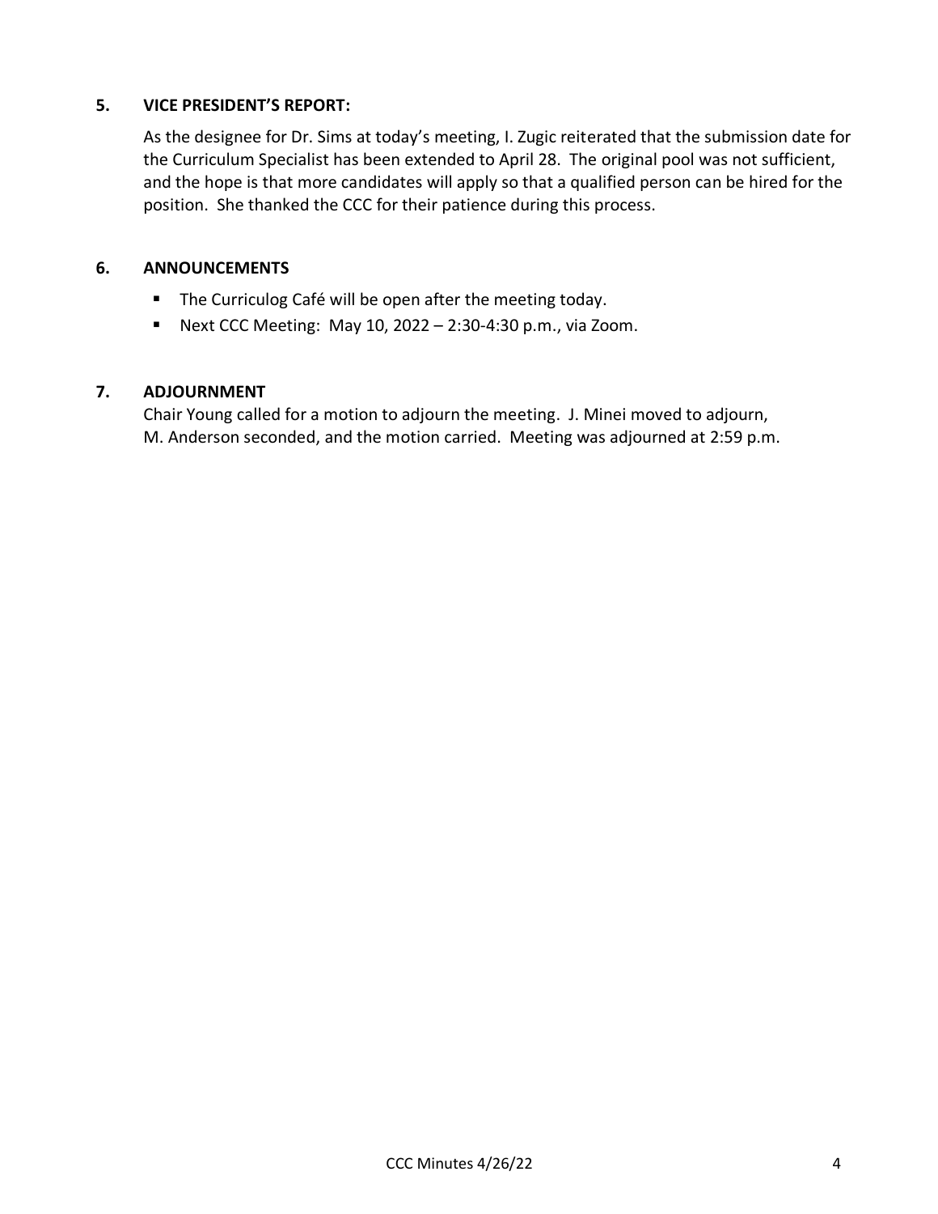## 5. VICE PRESIDENT'S REPORT:

As the designee for Dr. Sims at today's meeting, I. Zugic reiterated that the submission date for the Curriculum Specialist has been extended to April 28. The original pool was not sufficient, and the hope is that more candidates will apply so that a qualified person can be hired for the position. She thanked the CCC for their patience during this process.

## 6. ANNOUNCEMENTS

- The Curriculog Café will be open after the meeting today.
- Next CCC Meeting: May 10, 2022 – 2:30-4:30 p.m., via Zoom.

## 7. ADJOURNMENT

Chair Young called for a motion to adjourn the meeting. J. Minei moved to adjourn, M. Anderson seconded, and the motion carried. Meeting was adjourned at 2:59 p.m.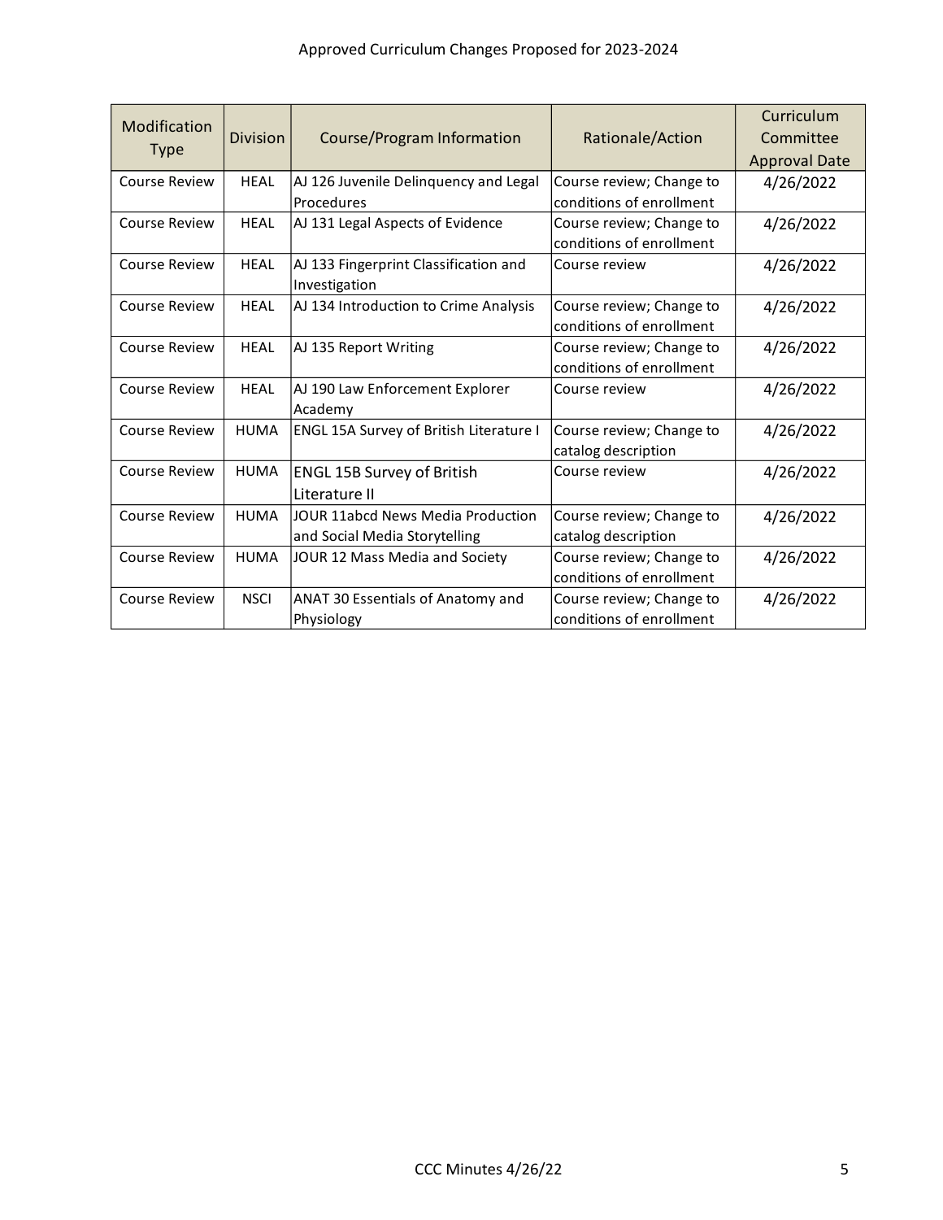Approved Curriculum Changes Proposed for 2023-2024

| Modification Type | Division | Course/Program Information | Rationale/Action | Curriculum Committee Approval Date |
| --- | --- | --- | --- | --- |
| Course Review | HEAL | AJ 126 Juvenile Delinquency and Legal Procedures | Course review; Change to conditions of enrollment | 4/26/2022 |
| Course Review | HEAL | AJ 131 Legal Aspects of Evidence | Course review; Change to conditions of enrollment | 4/26/2022 |
| Course Review | HEAL | AJ 133 Fingerprint Classification and Investigation | Course review | 4/26/2022 |
| Course Review | HEAL | AJ 134 Introduction to Crime Analysis | Course review; Change to conditions of enrollment | 4/26/2022 |
| Course Review | HEAL | AJ 135 Report Writing | Course review; Change to conditions of enrollment | 4/26/2022 |
| Course Review | HEAL | AJ 190 Law Enforcement Explorer Academy | Course review | 4/26/2022 |
| Course Review | HUMA | ENGL 15A Survey of British Literature I | Course review; Change to catalog description | 4/26/2022 |
| Course Review | HUMA | ENGL 15B Survey of British Literature II | Course review | 4/26/2022 |
| Course Review | HUMA | JOUR 11abcd News Media Production and Social Media Storytelling | Course review; Change to catalog description | 4/26/2022 |
| Course Review | HUMA | JOUR 12 Mass Media and Society | Course review; Change to conditions of enrollment | 4/26/2022 |
| Course Review | NSCI | ANAT 30 Essentials of Anatomy and Physiology | Course review; Change to conditions of enrollment | 4/26/2022 |